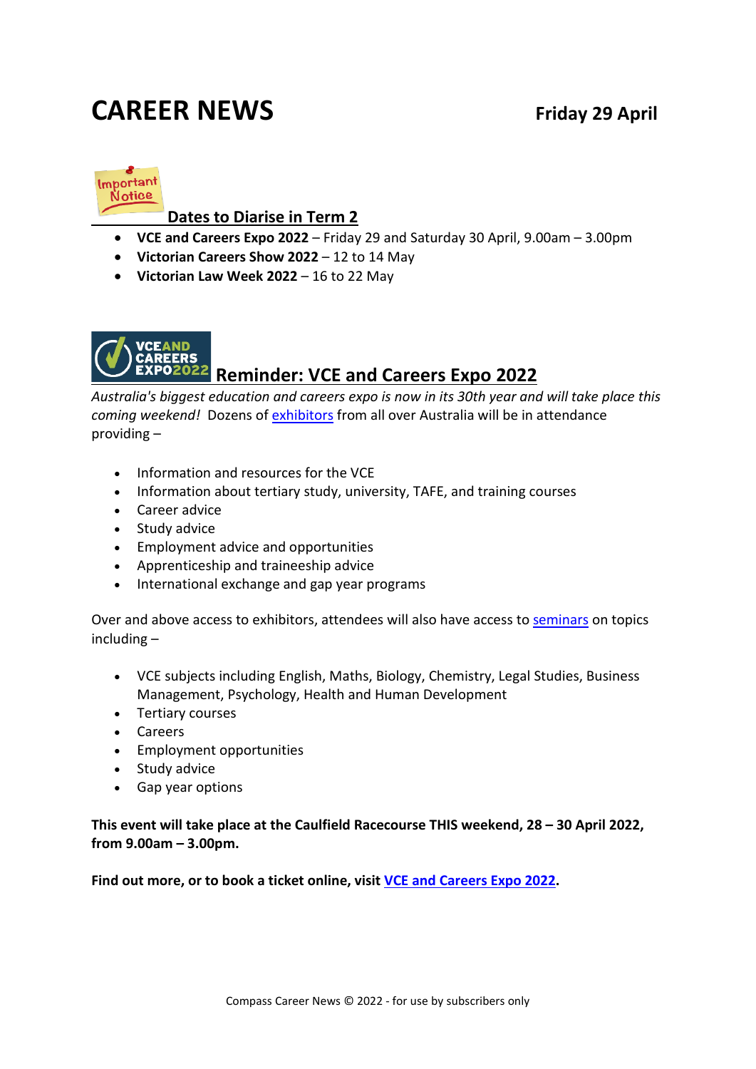# CAREER NEWS

**Friday 29 April**

## Dates to Diarise in Term 2

- **VCE and Careers Expo 2022** – Friday 29 and Saturday 30 April, 9.00am – 3.00pm
- **Victorian Careers Show 2022** – 12 to 14 May
- **Victorian Law Week 2022** – 16 to 22 May

## Reminder: VCE and Careers Expo 2022

*Australia's biggest education and careers expo is now in its 30th year and will take place this coming weekend!* Dozens of exhibitors from all over Australia will be in attendance providing –

- Information and resources for the VCE
- Information about tertiary study, university, TAFE, and training courses
- Career advice
- Study advice
- Employment advice and opportunities
- Apprenticeship and traineeship advice
- International exchange and gap year programs

Over and above access to exhibitors, attendees will also have access to seminars on topics including –

- VCE subjects including English, Maths, Biology, Chemistry, Legal Studies, Business Management, Psychology, Health and Human Development
- Tertiary courses
- Careers
- Employment opportunities
- Study advice
- Gap year options

**This event will take place at the Caulfield Racecourse THIS weekend, 28 – 30 April 2022, from 9.00am – 3.00pm.**

**Find out more, or to book a ticket online, visit VCE and Careers Expo 2022.**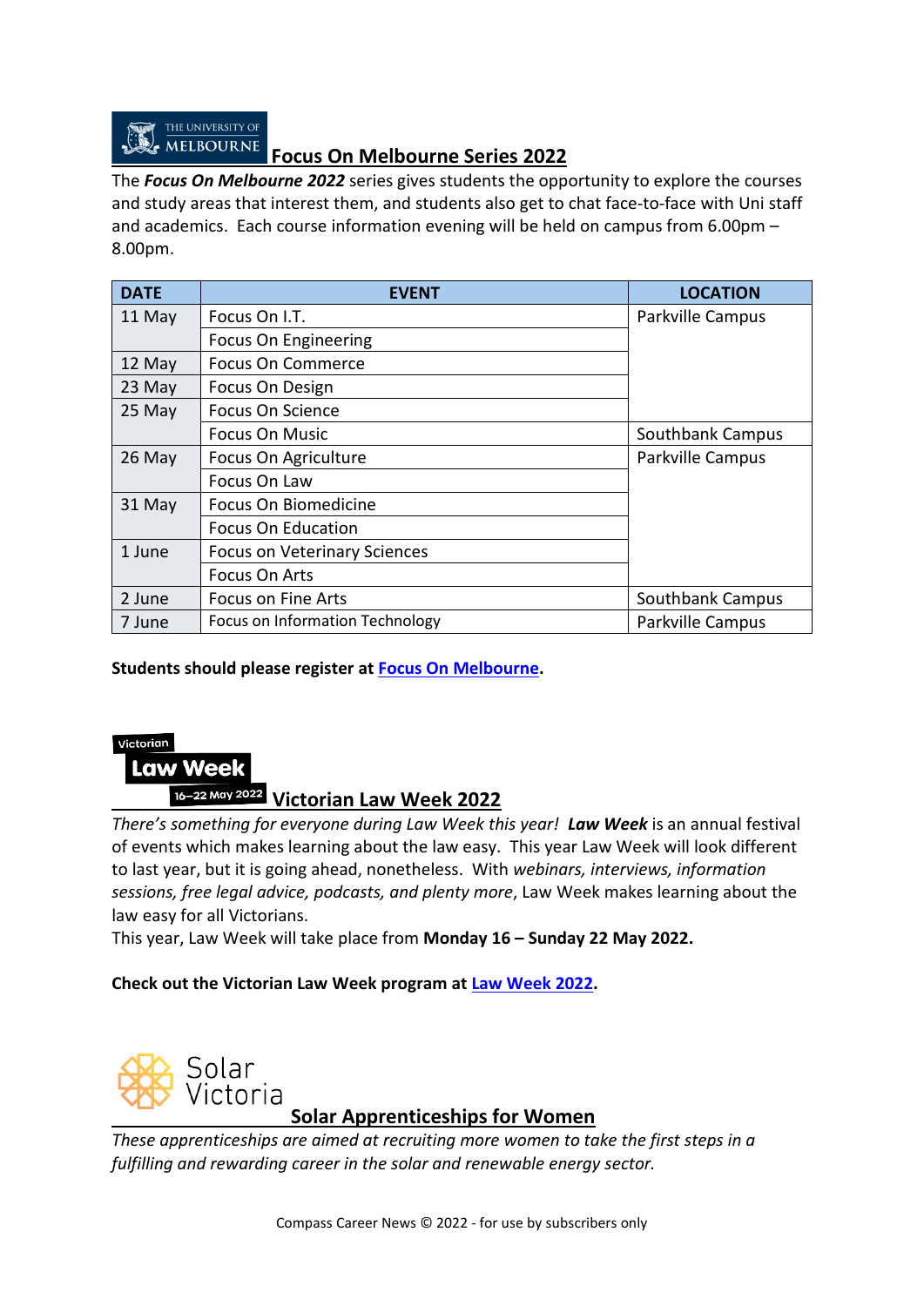## Focus On Melbourne Series 2022

The ***Focus On Melbourne 2022*** series gives students the opportunity to explore the courses and study areas that interest them, and students also get to chat face-to-face with Uni staff and academics. Each course information evening will be held on campus from 6.00pm – 8.00pm.

| DATE | EVENT | LOCATION |
|---|---|---|
| 11 May | Focus On I.T. | Parkville Campus |
| | Focus On Engineering | |
| 12 May | Focus On Commerce | |
| 23 May | Focus On Design | |
| 25 May | Focus On Science | |
| | Focus On Music | Southbank Campus |
| 26 May | Focus On Agriculture | Parkville Campus |
| | Focus On Law | |
| 31 May | Focus On Biomedicine | |
| | Focus On Education | |
| 1 June | Focus on Veterinary Sciences | |
| | Focus On Arts | |
| 2 June | Focus on Fine Arts | Southbank Campus |
| 7 June | Focus on Information Technology | Parkville Campus |

**Students should please register at Focus On Melbourne.**

## Victorian Law Week 2022

*There's something for everyone during Law Week this year!* ***Law Week*** is an annual festival of events which makes learning about the law easy. This year Law Week will look different to last year, but it is going ahead, nonetheless. With *webinars, interviews, information sessions, free legal advice, podcasts, and plenty more*, Law Week makes learning about the law easy for all Victorians.

This year, Law Week will take place from **Monday 16 – Sunday 22 May 2022.**

**Check out the Victorian Law Week program at Law Week 2022.**

## Solar Apprenticeships for Women

*These apprenticeships are aimed at recruiting more women to take the first steps in a fulfilling and rewarding career in the solar and renewable energy sector.*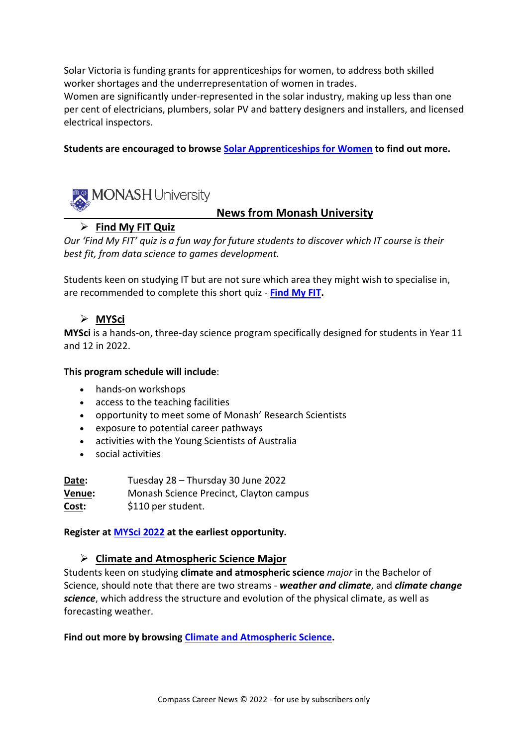Solar Victoria is funding grants for apprenticeships for women, to address both skilled worker shortages and the underrepresentation of women in trades.
Women are significantly under-represented in the solar industry, making up less than one per cent of electricians, plumbers, solar PV and battery designers and installers, and licensed electrical inspectors.

**Students are encouraged to browse Solar Apprenticeships for Women to find out more.**

MONASH University

## News from Monash University

### Find My FIT Quiz

*Our 'Find My FIT' quiz is a fun way for future students to discover which IT course is their best fit, from data science to games development.*

Students keen on studying IT but are not sure which area they might wish to specialise in, are recommended to complete this short quiz - **Find My FIT.**

### MYSci

**MYSci** is a hands-on, three-day science program specifically designed for students in Year 11 and 12 in 2022.

**This program schedule will include**:

- hands-on workshops
- access to the teaching facilities
- opportunity to meet some of Monash' Research Scientists
- exposure to potential career pathways
- activities with the Young Scientists of Australia
- social activities

**Date:** Tuesday 28 – Thursday 30 June 2022
**Venue:** Monash Science Precinct, Clayton campus
**Cost:** $110 per student.

**Register at MYSci 2022 at the earliest opportunity.**

### Climate and Atmospheric Science Major

Students keen on studying **climate and atmospheric science** *major* in the Bachelor of Science, should note that there are two streams - ***weather and climate***, and ***climate change science***, which address the structure and evolution of the physical climate, as well as forecasting weather.

**Find out more by browsing Climate and Atmospheric Science.**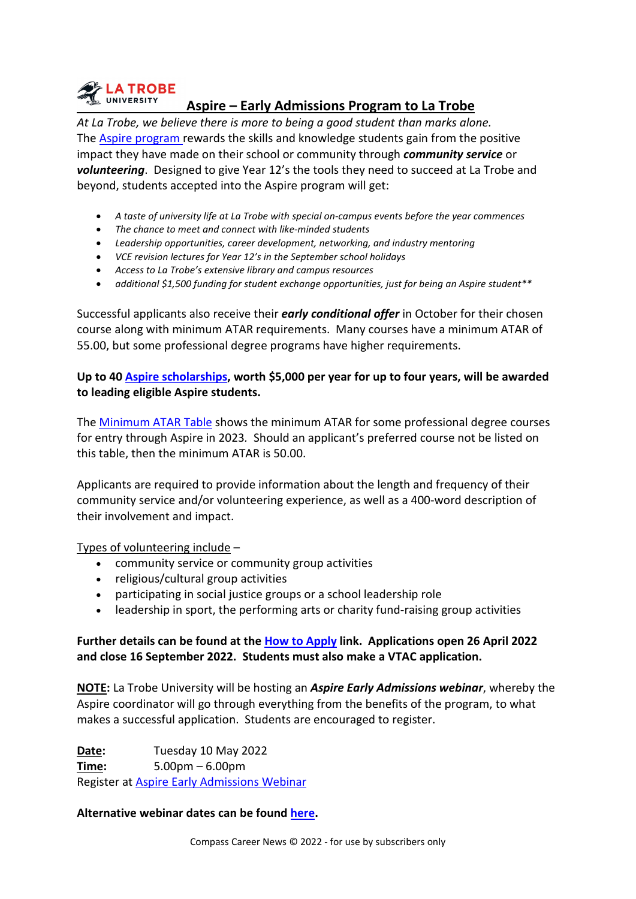## Aspire – Early Admissions Program to La Trobe

*At La Trobe, we believe there is more to being a good student than marks alone.*

The Aspire program rewards the skills and knowledge students gain from the positive impact they have made on their school or community through ***community service*** or ***volunteering***. Designed to give Year 12's the tools they need to succeed at La Trobe and beyond, students accepted into the Aspire program will get:

- *A taste of university life at La Trobe with special on-campus events before the year commences*
- *The chance to meet and connect with like-minded students*
- *Leadership opportunities, career development, networking, and industry mentoring*
- *VCE revision lectures for Year 12's in the September school holidays*
- *Access to La Trobe's extensive library and campus resources*
- *additional $1,500 funding for student exchange opportunities, just for being an Aspire student***

Successful applicants also receive their ***early conditional offer*** in October for their chosen course along with minimum ATAR requirements. Many courses have a minimum ATAR of 55.00, but some professional degree programs have higher requirements.

**Up to 40 Aspire scholarships, worth $5,000 per year for up to four years, will be awarded to leading eligible Aspire students.**

The Minimum ATAR Table shows the minimum ATAR for some professional degree courses for entry through Aspire in 2023. Should an applicant's preferred course not be listed on this table, then the minimum ATAR is 50.00.

Applicants are required to provide information about the length and frequency of their community service and/or volunteering experience, as well as a 400-word description of their involvement and impact.

Types of volunteering include –

- community service or community group activities
- religious/cultural group activities
- participating in social justice groups or a school leadership role
- leadership in sport, the performing arts or charity fund-raising group activities

**Further details can be found at the How to Apply link. Applications open 26 April 2022 and close 16 September 2022. Students must also make a VTAC application.**

**NOTE:** La Trobe University will be hosting an ***Aspire Early Admissions webinar***, whereby the Aspire coordinator will go through everything from the benefits of the program, to what makes a successful application. Students are encouraged to register.

**Date:** Tuesday 10 May 2022
**Time:** 5.00pm – 6.00pm
Register at Aspire Early Admissions Webinar

**Alternative webinar dates can be found here.**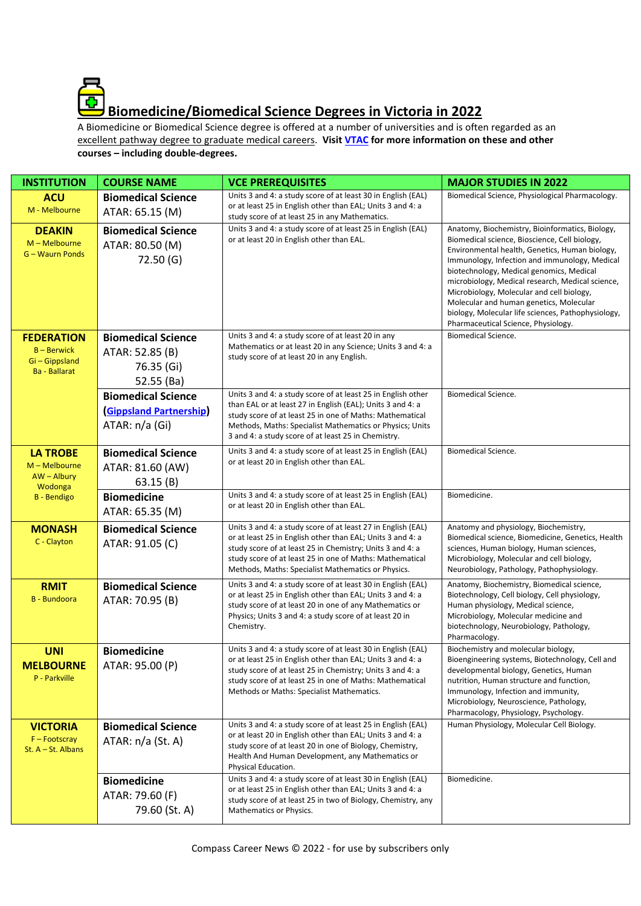# Biomedicine/Biomedical Science Degrees in Victoria in 2022

A Biomedicine or Biomedical Science degree is offered at a number of universities and is often regarded as an excellent pathway degree to graduate medical careers. **Visit VTAC for more information on these and other courses – including double-degrees.**

| INSTITUTION | COURSE NAME | VCE PREREQUISITES | MAJOR STUDIES IN 2022 |
|---|---|---|---|
| **ACU**<br>M - Melbourne | **Biomedical Science**<br>ATAR: 65.15 (M) | Units 3 and 4: a study score of at least 30 in English (EAL) or at least 25 in English other than EAL; Units 3 and 4: a study score of at least 25 in any Mathematics. | Biomedical Science, Physiological Pharmacology. |
| **DEAKIN**<br>M – Melbourne<br>G – Waurn Ponds | **Biomedical Science**<br>ATAR: 80.50 (M)<br>72.50 (G) | Units 3 and 4: a study score of at least 25 in English (EAL) or at least 20 in English other than EAL. | Anatomy, Biochemistry, Bioinformatics, Biology, Biomedical science, Bioscience, Cell biology, Environmental health, Genetics, Human biology, Immunology, Infection and immunology, Medical biotechnology, Medical genomics, Medical microbiology, Medical research, Medical science, Microbiology, Molecular and cell biology, Molecular and human genetics, Molecular biology, Molecular life sciences, Pathophysiology, Pharmaceutical Science, Physiology. |
| **FEDERATION**<br>B – Berwick<br>Gi – Gippsland<br>Ba - Ballarat | **Biomedical Science**<br>ATAR: 52.85 (B)<br>76.35 (Gi)<br>52.55 (Ba) | Units 3 and 4: a study score of at least 20 in any Mathematics or at least 20 in any Science; Units 3 and 4: a study score of at least 20 in any English. | Biomedical Science. |
| | **Biomedical Science (Gippsland Partnership)**<br>ATAR: n/a (Gi) | Units 3 and 4: a study score of at least 25 in English other than EAL or at least 27 in English (EAL); Units 3 and 4: a study score of at least 25 in one of Maths: Mathematical Methods, Maths: Specialist Mathematics or Physics; Units 3 and 4: a study score of at least 25 in Chemistry. | Biomedical Science. |
| **LA TROBE**<br>M – Melbourne<br>AW – Albury Wodonga<br>B - Bendigo | **Biomedical Science**<br>ATAR: 81.60 (AW)<br>63.15 (B) | Units 3 and 4: a study score of at least 25 in English (EAL) or at least 20 in English other than EAL. | Biomedical Science. |
| | **Biomedicine**<br>ATAR: 65.35 (M) | Units 3 and 4: a study score of at least 25 in English (EAL) or at least 20 in English other than EAL. | Biomedicine. |
| **MONASH**<br>C - Clayton | **Biomedical Science**<br>ATAR: 91.05 (C) | Units 3 and 4: a study score of at least 27 in English (EAL) or at least 25 in English other than EAL; Units 3 and 4: a study score of at least 25 in Chemistry; Units 3 and 4: a study score of at least 25 in one of Maths: Mathematical Methods, Maths: Specialist Mathematics or Physics. | Anatomy and physiology, Biochemistry, Biomedical science, Biomedicine, Genetics, Health sciences, Human biology, Human sciences, Microbiology, Molecular and cell biology, Neurobiology, Pathology, Pathophysiology. |
| **RMIT**<br>B - Bundoora | **Biomedical Science**<br>ATAR: 70.95 (B) | Units 3 and 4: a study score of at least 30 in English (EAL) or at least 25 in English other than EAL; Units 3 and 4: a study score of at least 20 in one of any Mathematics or Physics; Units 3 and 4: a study score of at least 20 in Chemistry. | Anatomy, Biochemistry, Biomedical science, Biotechnology, Cell biology, Cell physiology, Human physiology, Medical science, Microbiology, Molecular medicine and biotechnology, Neurobiology, Pathology, Pharmacology. |
| **UNI MELBOURNE**<br>P - Parkville | **Biomedicine**<br>ATAR: 95.00 (P) | Units 3 and 4: a study score of at least 30 in English (EAL) or at least 25 in English other than EAL; Units 3 and 4: a study score of at least 25 in Chemistry; Units 3 and 4: a study score of at least 25 in one of Maths: Mathematical Methods or Maths: Specialist Mathematics. | Biochemistry and molecular biology, Bioengineering systems, Biotechnology, Cell and developmental biology, Genetics, Human nutrition, Human structure and function, Immunology, Infection and immunity, Microbiology, Neuroscience, Pathology, Pharmacology, Physiology, Psychology. |
| **VICTORIA**<br>F – Footscray<br>St. A – St. Albans | **Biomedical Science**<br>ATAR: n/a (St. A) | Units 3 and 4: a study score of at least 25 in English (EAL) or at least 20 in English other than EAL; Units 3 and 4: a study score of at least 20 in one of Biology, Chemistry, Health And Human Development, any Mathematics or Physical Education. | Human Physiology, Molecular Cell Biology. |
| | **Biomedicine**<br>ATAR: 79.60 (F)<br>79.60 (St. A) | Units 3 and 4: a study score of at least 30 in English (EAL) or at least 25 in English other than EAL; Units 3 and 4: a study score of at least 25 in two of Biology, Chemistry, any Mathematics or Physics. | Biomedicine. |

Compass Career News © 2022 - for use by subscribers only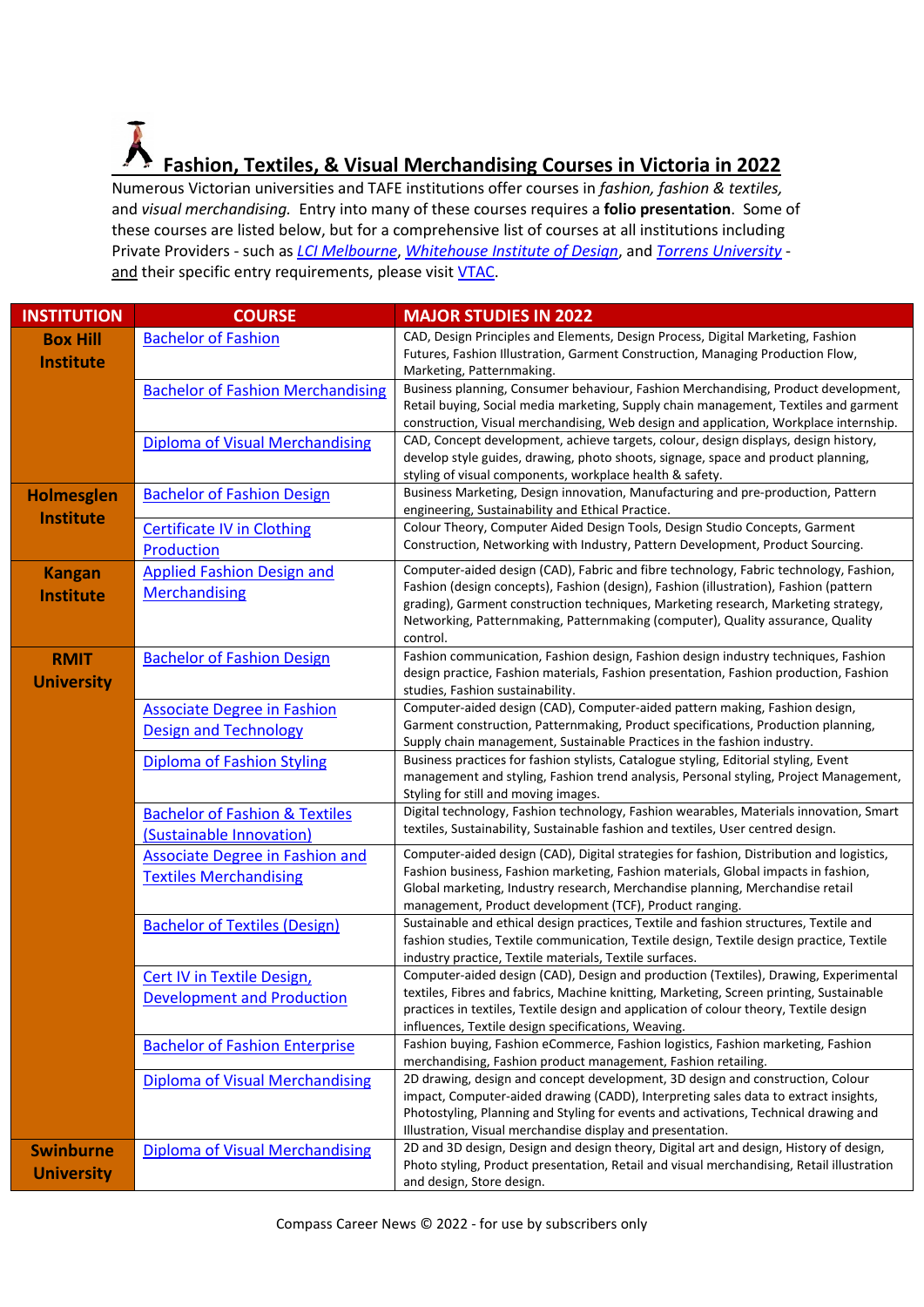## Fashion, Textiles, & Visual Merchandising Courses in Victoria in 2022

Numerous Victorian universities and TAFE institutions offer courses in *fashion, fashion & textiles,* and *visual merchandising.* Entry into many of these courses requires a **folio presentation**. Some of these courses are listed below, but for a comprehensive list of courses at all institutions including Private Providers - such as *LCI Melbourne*, *Whitehouse Institute of Design*, and *Torrens University* - and their specific entry requirements, please visit VTAC.

| INSTITUTION | COURSE | MAJOR STUDIES IN 2022 |
|---|---|---|
| **Box Hill Institute** | Bachelor of Fashion | CAD, Design Principles and Elements, Design Process, Digital Marketing, Fashion Futures, Fashion Illustration, Garment Construction, Managing Production Flow, Marketing, Patternmaking. |
| | Bachelor of Fashion Merchandising | Business planning, Consumer behaviour, Fashion Merchandising, Product development, Retail buying, Social media marketing, Supply chain management, Textiles and garment construction, Visual merchandising, Web design and application, Workplace internship. |
| | Diploma of Visual Merchandising | CAD, Concept development, achieve targets, colour, design displays, design history, develop style guides, drawing, photo shoots, signage, space and product planning, styling of visual components, workplace health & safety. |
| **Holmesglen Institute** | Bachelor of Fashion Design | Business Marketing, Design innovation, Manufacturing and pre-production, Pattern engineering, Sustainability and Ethical Practice. |
| | Certificate IV in Clothing Production | Colour Theory, Computer Aided Design Tools, Design Studio Concepts, Garment Construction, Networking with Industry, Pattern Development, Product Sourcing. |
| **Kangan Institute** | Applied Fashion Design and Merchandising | Computer-aided design (CAD), Fabric and fibre technology, Fabric technology, Fashion, Fashion (design concepts), Fashion (design), Fashion (illustration), Fashion (pattern grading), Garment construction techniques, Marketing research, Marketing strategy, Networking, Patternmaking, Patternmaking (computer), Quality assurance, Quality control. |
| **RMIT University** | Bachelor of Fashion Design | Fashion communication, Fashion design, Fashion design industry techniques, Fashion design practice, Fashion materials, Fashion presentation, Fashion production, Fashion studies, Fashion sustainability. |
| | Associate Degree in Fashion Design and Technology | Computer-aided design (CAD), Computer-aided pattern making, Fashion design, Garment construction, Patternmaking, Product specifications, Production planning, Supply chain management, Sustainable Practices in the fashion industry. |
| | Diploma of Fashion Styling | Business practices for fashion stylists, Catalogue styling, Editorial styling, Event management and styling, Fashion trend analysis, Personal styling, Project Management, Styling for still and moving images. |
| | Bachelor of Fashion & Textiles (Sustainable Innovation) | Digital technology, Fashion technology, Fashion wearables, Materials innovation, Smart textiles, Sustainability, Sustainable fashion and textiles, User centred design. |
| | Associate Degree in Fashion and Textiles Merchandising | Computer-aided design (CAD), Digital strategies for fashion, Distribution and logistics, Fashion business, Fashion marketing, Fashion materials, Global impacts in fashion, Global marketing, Industry research, Merchandise planning, Merchandise retail management, Product development (TCF), Product ranging. |
| | Bachelor of Textiles (Design) | Sustainable and ethical design practices, Textile and fashion structures, Textile and fashion studies, Textile communication, Textile design, Textile design practice, Textile industry practice, Textile materials, Textile surfaces. |
| | Cert IV in Textile Design, Development and Production | Computer-aided design (CAD), Design and production (Textiles), Drawing, Experimental textiles, Fibres and fabrics, Machine knitting, Marketing, Screen printing, Sustainable practices in textiles, Textile design and application of colour theory, Textile design influences, Textile design specifications, Weaving. |
| | Bachelor of Fashion Enterprise | Fashion buying, Fashion eCommerce, Fashion logistics, Fashion marketing, Fashion merchandising, Fashion product management, Fashion retailing. |
| | Diploma of Visual Merchandising | 2D drawing, design and concept development, 3D design and construction, Colour impact, Computer-aided drawing (CADD), Interpreting sales data to extract insights, Photostyling, Planning and Styling for events and activations, Technical drawing and Illustration, Visual merchandise display and presentation. |
| **Swinburne University** | Diploma of Visual Merchandising | 2D and 3D design, Design and design theory, Digital art and design, History of design, Photo styling, Product presentation, Retail and visual merchandising, Retail illustration and design, Store design. |

Compass Career News © 2022 - for use by subscribers only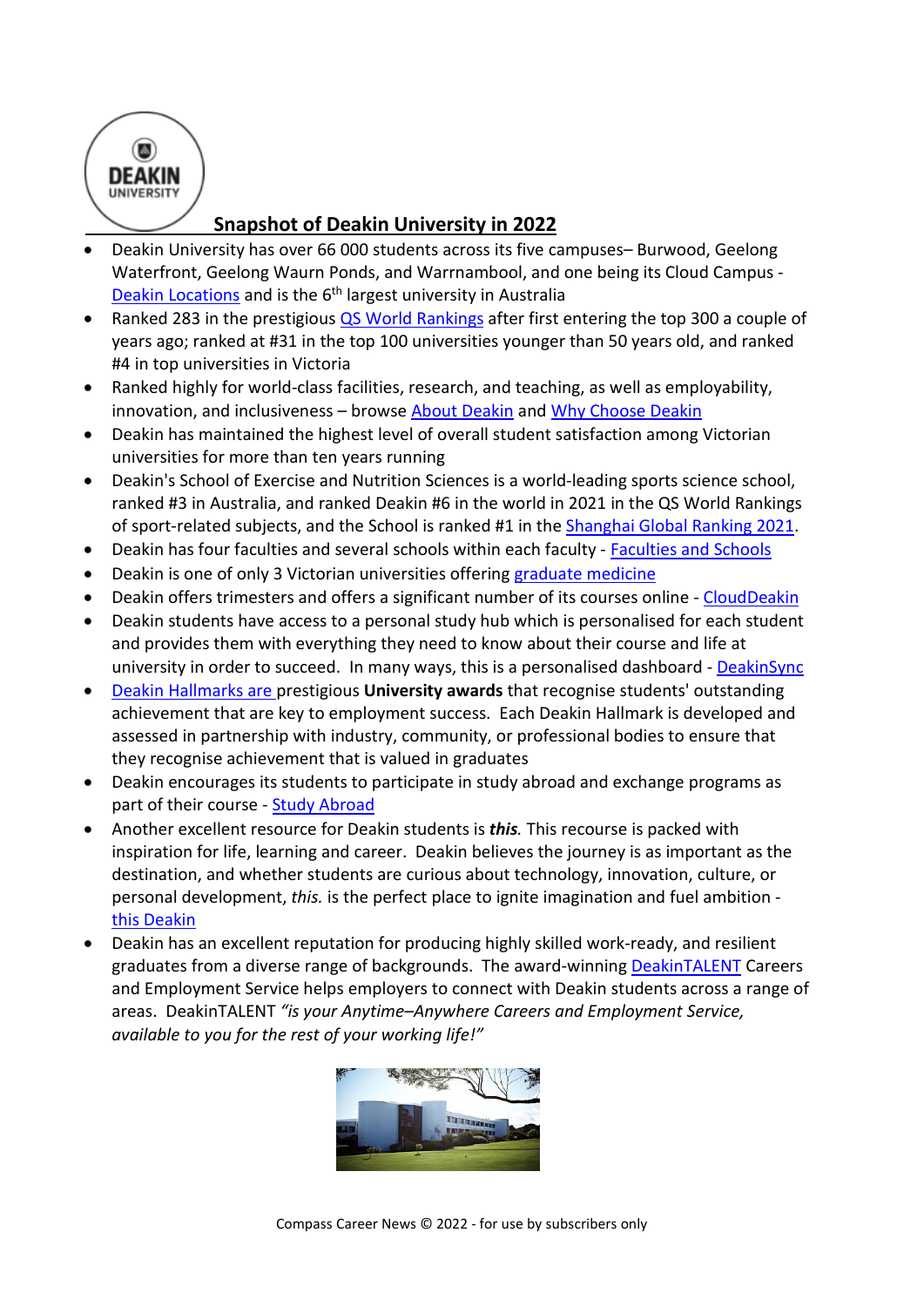## Snapshot of Deakin University in 2022

- Deakin University has over 66 000 students across its five campuses– Burwood, Geelong Waterfront, Geelong Waurn Ponds, and Warrnambool, and one being its Cloud Campus - Deakin Locations and is the 6th largest university in Australia
- Ranked 283 in the prestigious QS World Rankings after first entering the top 300 a couple of years ago; ranked at #31 in the top 100 universities younger than 50 years old, and ranked #4 in top universities in Victoria
- Ranked highly for world-class facilities, research, and teaching, as well as employability, innovation, and inclusiveness – browse About Deakin and Why Choose Deakin
- Deakin has maintained the highest level of overall student satisfaction among Victorian universities for more than ten years running
- Deakin's School of Exercise and Nutrition Sciences is a world-leading sports science school, ranked #3 in Australia, and ranked Deakin #6 in the world in 2021 in the QS World Rankings of sport-related subjects, and the School is ranked #1 in the Shanghai Global Ranking 2021.
- Deakin has four faculties and several schools within each faculty - Faculties and Schools
- Deakin is one of only 3 Victorian universities offering graduate medicine
- Deakin offers trimesters and offers a significant number of its courses online - CloudDeakin
- Deakin students have access to a personal study hub which is personalised for each student and provides them with everything they need to know about their course and life at university in order to succeed. In many ways, this is a personalised dashboard - DeakinSync
- Deakin Hallmarks are prestigious **University awards** that recognise students' outstanding achievement that are key to employment success. Each Deakin Hallmark is developed and assessed in partnership with industry, community, or professional bodies to ensure that they recognise achievement that is valued in graduates
- Deakin encourages its students to participate in study abroad and exchange programs as part of their course - Study Abroad
- Another excellent resource for Deakin students is ***this***. This recourse is packed with inspiration for life, learning and career. Deakin believes the journey is as important as the destination, and whether students are curious about technology, innovation, culture, or personal development, *this.* is the perfect place to ignite imagination and fuel ambition - this Deakin
- Deakin has an excellent reputation for producing highly skilled work-ready, and resilient graduates from a diverse range of backgrounds. The award-winning DeakinTALENT Careers and Employment Service helps employers to connect with Deakin students across a range of areas. DeakinTALENT *"is your Anytime–Anywhere Careers and Employment Service, available to you for the rest of your working life!"*

Compass Career News © 2022 - for use by subscribers only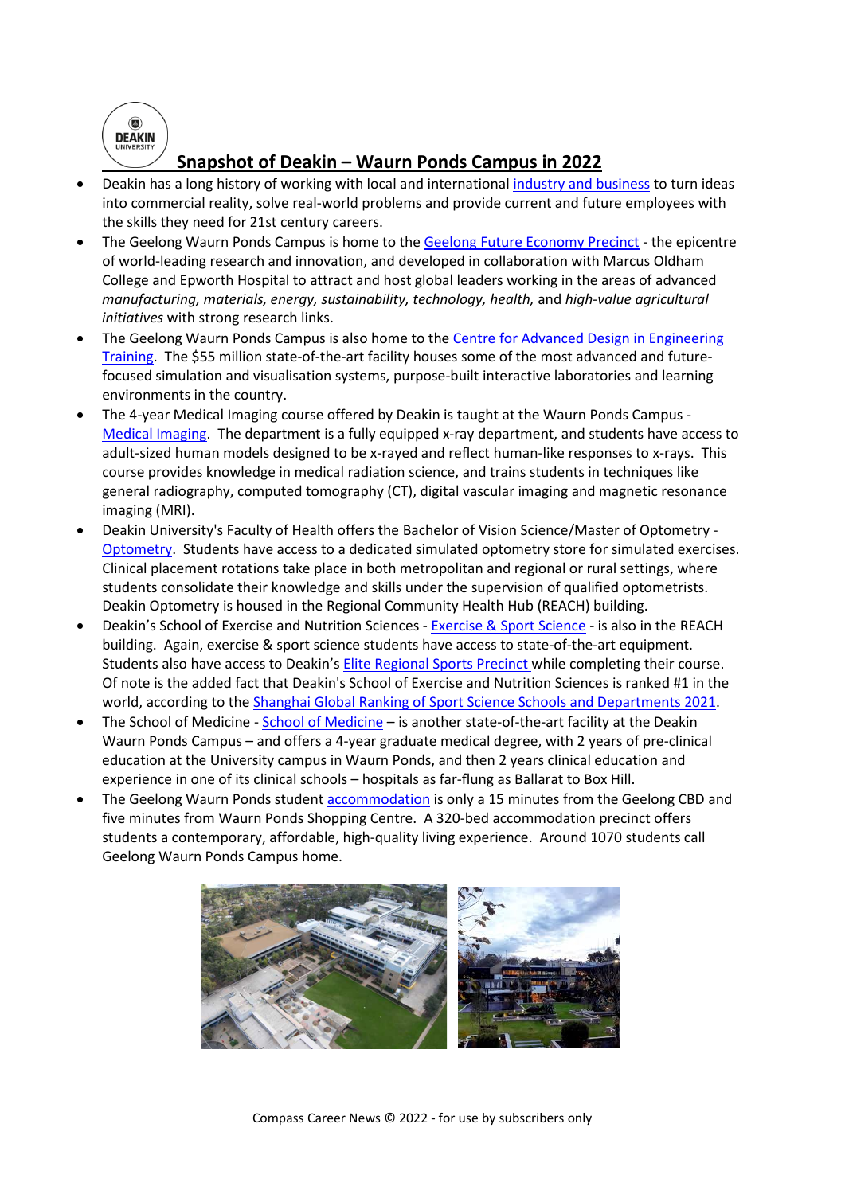## Snapshot of Deakin – Waurn Ponds Campus in 2022

- Deakin has a long history of working with local and international industry and business to turn ideas into commercial reality, solve real-world problems and provide current and future employees with the skills they need for 21st century careers.
- The Geelong Waurn Ponds Campus is home to the Geelong Future Economy Precinct - the epicentre of world-leading research and innovation, and developed in collaboration with Marcus Oldham College and Epworth Hospital to attract and host global leaders working in the areas of advanced *manufacturing, materials, energy, sustainability, technology, health,* and *high-value agricultural initiatives* with strong research links.
- The Geelong Waurn Ponds Campus is also home to the Centre for Advanced Design in Engineering Training. The $55 million state-of-the-art facility houses some of the most advanced and future-focused simulation and visualisation systems, purpose-built interactive laboratories and learning environments in the country.
- The 4-year Medical Imaging course offered by Deakin is taught at the Waurn Ponds Campus - Medical Imaging. The department is a fully equipped x-ray department, and students have access to adult-sized human models designed to be x-rayed and reflect human-like responses to x-rays. This course provides knowledge in medical radiation science, and trains students in techniques like general radiography, computed tomography (CT), digital vascular imaging and magnetic resonance imaging (MRI).
- Deakin University's Faculty of Health offers the Bachelor of Vision Science/Master of Optometry - Optometry. Students have access to a dedicated simulated optometry store for simulated exercises. Clinical placement rotations take place in both metropolitan and regional or rural settings, where students consolidate their knowledge and skills under the supervision of qualified optometrists. Deakin Optometry is housed in the Regional Community Health Hub (REACH) building.
- Deakin's School of Exercise and Nutrition Sciences - Exercise & Sport Science - is also in the REACH building. Again, exercise & sport science students have access to state-of-the-art equipment. Students also have access to Deakin's Elite Regional Sports Precinct while completing their course. Of note is the added fact that Deakin's School of Exercise and Nutrition Sciences is ranked #1 in the world, according to the Shanghai Global Ranking of Sport Science Schools and Departments 2021.
- The School of Medicine - School of Medicine – is another state-of-the-art facility at the Deakin Waurn Ponds Campus – and offers a 4-year graduate medical degree, with 2 years of pre-clinical education at the University campus in Waurn Ponds, and then 2 years clinical education and experience in one of its clinical schools – hospitals as far-flung as Ballarat to Box Hill.
- The Geelong Waurn Ponds student accommodation is only a 15 minutes from the Geelong CBD and five minutes from Waurn Ponds Shopping Centre. A 320-bed accommodation precinct offers students a contemporary, affordable, high-quality living experience. Around 1070 students call Geelong Waurn Ponds Campus home.

Compass Career News © 2022 - for use by subscribers only